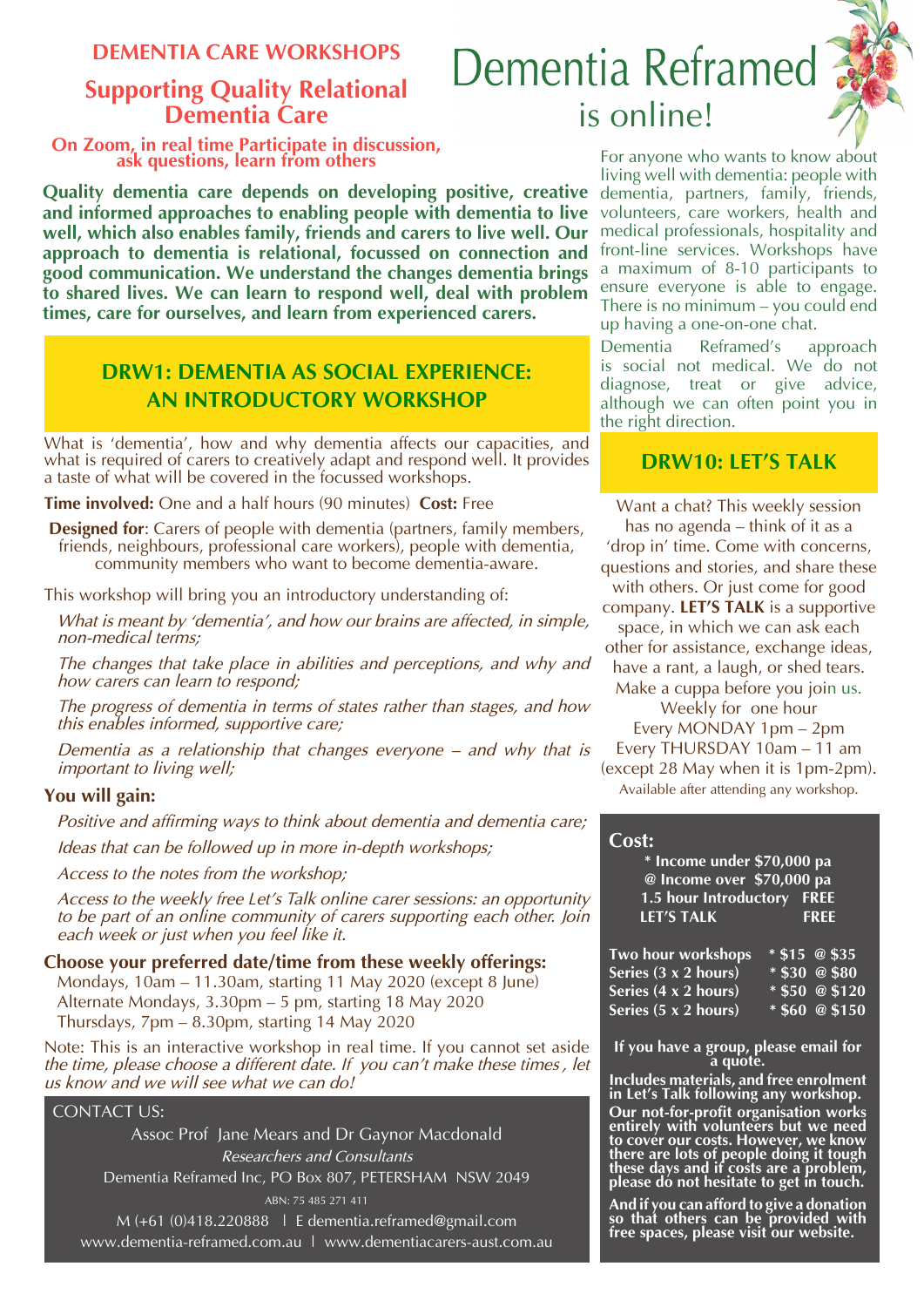# DEMENTIA CARE WORKSHOPS

## Supporting Quality Relational Dementia Care

**On Zoom, in real time Participate in discussion, ask questions, learn from others**

**Quality dementia care depends on developing positive, creative and informed approaches to enabling people with dementia to live well, which also enables family, friends and carers to live well. Our approach to dementia is relational, focussed on connection and good communication. We understand the changes dementia brings to shared lives. We can learn to respond well, deal with problem times, care for ourselves, and learn from experienced carers.**

## DRW1: DEMENTIA AS SOCIAL EXPERIENCE: AN INTRODUCTORY WORKSHOP

What is 'dementia', how and why dementia affects our capacities, and what is required of carers to creatively adapt and respond well. It provides a taste of what will be covered in the focussed workshops.

**Time involved:** One and a half hours (90 minutes) **Cost:** Free

**Designed for**: Carers of people with dementia (partners, family members, friends, neighbours, professional care workers), people with dementia, community members who want to become dementia-aware.

This workshop will bring you an introductory understanding of:

*What is meant by 'dementia', and how our brains are affected, in simple, non-medical terms;*

*The changes that take place in abilities and perceptions, and why and how carers can learn to respond;*

*The progress of dementia in terms of states rather than stages, and how this enables informed, supportive care;*

*Dementia as a relationship that changes everyone – and why that is important to living well;*

**You will gain:**

*Positive and affirming ways to think about dementia and dementia care;*

*Ideas that can be followed up in more in-depth workshops;*

*Access to the notes from the workshop;*

*Access to the weekly free Let's Talk online carer sessions: an opportunity to be part of an online community of carers supporting each other. Join each week or just when you feel like it.*

**Choose your preferred date/time from these weekly offerings:**

Mondays, 10am – 11.30am, starting 11 May 2020 (except 8 June)
Alternate Mondays, 3.30pm – 5 pm, starting 18 May 2020
Thursdays, 7pm – 8.30pm, starting 14 May 2020

Note: This is an interactive workshop in real time. If you cannot set aside *the time, please choose a different date. If you can't make these times , let us know and we will see what we can do!*

CONTACT US:

Assoc Prof Jane Mears and Dr Gaynor Macdonald
*Researchers and Consultants*
Dementia Reframed Inc, PO Box 807, PETERSHAM NSW 2049
ABN: 75 485 271 411
M (+61 (0)418.220888 | E dementia.reframed@gmail.com
www.dementia-reframed.com.au | www.dementiacarers-aust.com.au

# Dementia Reframed is online!

For anyone who wants to know about living well with dementia: people with dementia, partners, family, friends, volunteers, care workers, health and medical professionals, hospitality and front-line services. Workshops have a maximum of 8-10 participants to ensure everyone is able to engage. There is no minimum – you could end up having a one-on-one chat.

Dementia Reframed's approach is social not medical. We do not diagnose, treat or give advice, although we can often point you in the right direction.

## DRW10: LET'S TALK

Want a chat? This weekly session has no agenda – think of it as a 'drop in' time. Come with concerns, questions and stories, and share these with others. Or just come for good company. **LET'S TALK** is a supportive space, in which we can ask each other for assistance, exchange ideas, have a rant, a laugh, or shed tears. Make a cuppa before you join us.

Weekly for one hour
Every MONDAY 1pm – 2pm
Every THURSDAY 10am – 11 am
(except 28 May when it is 1pm-2pm).
Available after attending any workshop.

**Cost:**

**\* Income under $70,000 pa**
**@ Income over $70,000 pa**

| | |
|---|---|
| **1.5 hour Introductory** | **FREE** |
| **LET'S TALK** | **FREE** |
| **Two hour workshops** | **\* $15 @ $35** |
| **Series (3 x 2 hours)** | **\* $30 @ $80** |
| **Series (4 x 2 hours)** | **\* $50 @ $120** |
| **Series (5 x 2 hours)** | **\* $60 @ $150** |

**If you have a group, please email for a quote.**

**Includes materials, and free enrolment in Let's Talk following any workshop.**

**Our not-for-profit organisation works entirely with volunteers but we need to cover our costs. However, we know there are lots of people doing it tough these days and if costs are a problem, please do not hesitate to get in touch.**

**And if you can afford to give a donation so that others can be provided with free spaces, please visit our website.**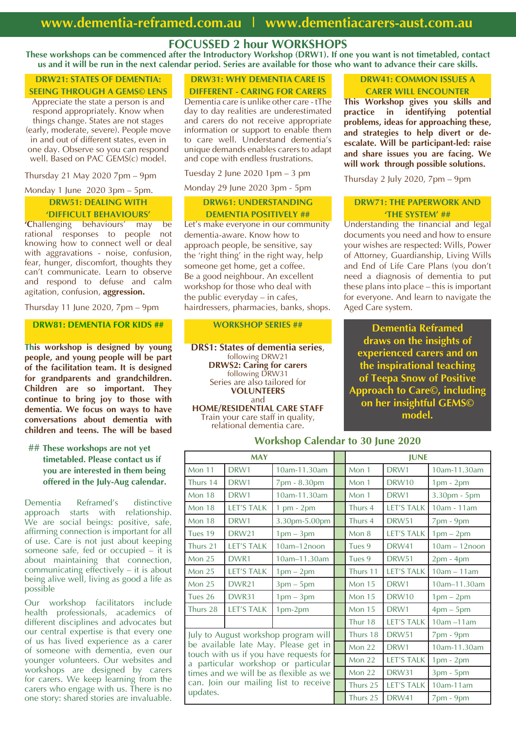**www.dementia-reframed.com.au | www.dementiacarers-aust.com.au**

# FOCUSSED 2 hour WORKSHOPS

**These workshops can be commenced after the Introductory Workshop (DRW1). If one you want is not timetabled, contact us and it will be run in the next calendar period. Series are available for those who want to advance their care skills.**

## DRW21: STATES OF DEMENTIA: SEEING THROUGH A GEMS© LENS

Appreciate the state a person is and respond appropriately. Know when things change. States are not stages (early, moderate, severe). People move in and out of different states, even in one day. Observe so you can respond well. Based on PAC GEMS(c) model.

Thursday 21 May 2020 7pm – 9pm

Monday 1 June 2020 3pm – 5pm.

## DRW51: DEALING WITH 'DIFFICULT BEHAVIOURS'

'Challenging behaviours' may be rational responses to people not knowing how to connect well or deal with aggravations - noise, confusion, fear, hunger, discomfort, thoughts they can't communicate. Learn to observe and respond to defuse and calm agitation, confusion, **aggression.**

Thursday 11 June 2020, 7pm – 9pm

## DRW81: DEMENTIA FOR KIDS ##

**This workshop is designed by young people, and young people will be part of the facilitation team. It is designed for grandparents and grandchildren. Children are so important. They continue to bring joy to those with dementia. We focus on ways to have conversations about dementia with children and teens. The will be based**

## DRW31: WHY DEMENTIA CARE IS DIFFERENT - CARING FOR CARERS

Dementia care is unlike other care - tThe day to day realities are underestimated and carers do not receive appropriate information or support to enable them to care well. Understand dementia's unique demands enables carers to adapt and cope with endless frustrations.

Tuesday 2 June 2020 1pm – 3 pm

Monday 29 June 2020 3pm - 5pm

## DRW61: UNDERSTANDING DEMENTIA POSITIVELY ##

Let's make everyone in our community dementia-aware. Know how to approach people, be sensitive, say the 'right thing' in the right way, help someone get home, get a coffee. Be a good neighbour. An excellent workshop for those who deal with the public everyday – in cafes, hairdressers, pharmacies, banks, shops.

## WORKSHOP SERIES ##

**DRS1: States of dementia series**, following DRW21
**DRWS2: Caring for carers** following DRW31
Series are also tailored for **VOLUNTEERS** and **HOME/RESIDENTIAL CARE STAFF**
Train your care staff in quality, relational dementia care.

## DRW41: COMMON ISSUES A CARER WILL ENCOUNTER

**This Workshop gives you skills and practice in identifying potential problems, ideas for approaching these, and strategies to help divert or de-escalate. Will be participant-led: raise and share issues you are facing. We will work through possible solutions.**

Thursday 2 July 2020, 7pm – 9pm

## DRW71: THE PAPERWORK AND 'THE SYSTEM' ##

Understanding the financial and legal documents you need and how to ensure your wishes are respected: Wills, Power of Attorney, Guardianship, Living Wills and End of Life Care Plans (you don't need a diagnosis of dementia to put these plans into place – this is important for everyone. And learn to navigate the Aged Care system.

**Dementia Reframed draws on the insights of experienced carers and on the inspirational teaching of Teepa Snow of Positive Approach to Care©, including on her insightful GEMS© model.**

**## These workshops are not yet timetabled. Please contact us if you are interested in them being offered in the July-Aug calendar.**

Dementia Reframed's distinctive approach starts with relationship. We are social beings: positive, safe, affirming connection is important for all of use. Care is not just about keeping someone safe, fed or occupied – it is about maintaining that connection, communicating effectively – it is about being alive well, living as good a life as possible

Our workshop facilitators include health professionals, academics of different disciplines and advocates but our central expertise is that every one of us has lived experience as a carer of someone with dementia, even our younger volunteers. Our websites and workshops are designed by carers for carers. We keep learning from the carers who engage with us. There is no one story: shared stories are invaluable.

## Workshop Calendar to 30 June 2020

| MAY | | | | JUNE | | |
|---|---|---|---|---|---|---|
| Mon 11 | DRW1 | 10am-11.30am | | Mon 1 | DRW1 | 10am-11.30am |
| Thurs 14 | DRW1 | 7pm - 8.30pm | | Mon 1 | DRW10 | 1pm - 2pm |
| Mon 18 | DRW1 | 10am-11.30am | | Mon 1 | DRW1 | 3.30pm - 5pm |
| Mon 18 | LET'S TALK | 1 pm - 2pm | | Thurs 4 | LET'S TALK | 10am - 11am |
| Mon 18 | DRW1 | 3.30pm-5.00pm | | Thurs 4 | DRW51 | 7pm - 9pm |
| Tues 19 | DRW21 | 1pm – 3pm | | Mon 8 | LET'S TALK | 1pm – 2pm |
| Thurs 21 | LET'S TALK | 10am–12noon | | Tues 9 | DRW41 | 10am – 12noon |
| Mon 25 | DWR1 | 10am–11.30am | | Tues 9 | DRW51 | 2pm - 4pm |
| Mon 25 | LET'S TALK | 1pm – 2pm | | Thurs 11 | LET'S TALK | 10am – 11am |
| Mon 25 | DWR21 | 3pm – 5pm | | Mon 15 | DRW1 | 10am–11.30am |
| Tues 26 | DWR31 | 1pm – 3pm | | Mon 15 | DRW10 | 1pm – 2pm |
| Thurs 28 | LET'S TALK | 1pm-2pm | | Mon 15 | DRW1 | 4pm – 5pm |
| | | | | Thur 18 | LET'S TALK | 10am –11am |
| July to August workshop program will be available late May. Please get in touch with us if you have requests for a particular workshop or particular times and we will be as flexible as we can. Join our mailing list to receive updates. | | | | Thurs 18 | DRW51 | 7pm - 9pm |
| | | | | Mon 22 | DRW1 | 10am-11.30am |
| | | | | Mon 22 | LET'S TALK | 1pm - 2pm |
| | | | | Mon 22 | DRW31 | 3pm - 5pm |
| | | | | Thurs 25 | LET'S TALK | 10am-11am |
| | | | | Thurs 25 | DRW41 | 7pm - 9pm |